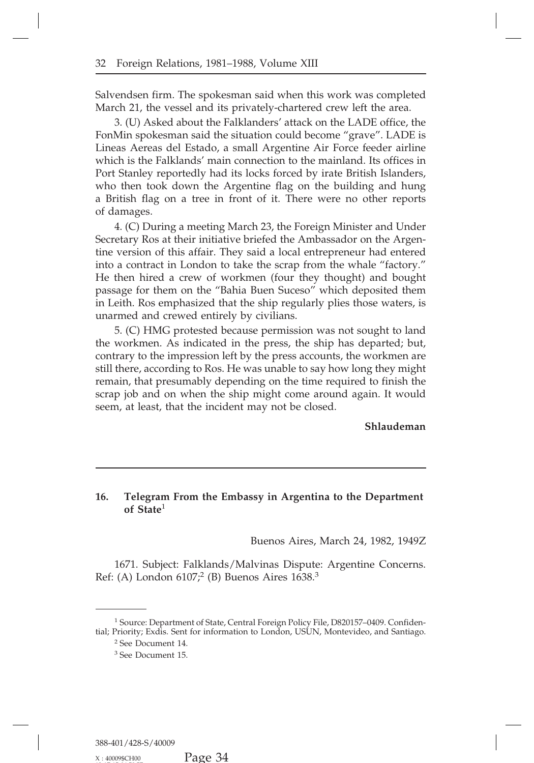Salvendsen firm. The spokesman said when this work was completed March 21, the vessel and its privately-chartered crew left the area.

3. (U) Asked about the Falklanders' attack on the LADE office, the FonMin spokesman said the situation could become "grave". LADE is Lineas Aereas del Estado, a small Argentine Air Force feeder airline which is the Falklands' main connection to the mainland. Its offices in Port Stanley reportedly had its locks forced by irate British Islanders, who then took down the Argentine flag on the building and hung a British flag on a tree in front of it. There were no other reports of damages.

4. (C) During a meeting March 23, the Foreign Minister and Under Secretary Ros at their initiative briefed the Ambassador on the Argentine version of this affair. They said a local entrepreneur had entered into a contract in London to take the scrap from the whale "factory." He then hired a crew of workmen (four they thought) and bought passage for them on the "Bahia Buen Suceso" which deposited them in Leith. Ros emphasized that the ship regularly plies those waters, is unarmed and crewed entirely by civilians.

5. (C) HMG protested because permission was not sought to land the workmen. As indicated in the press, the ship has departed; but, contrary to the impression left by the press accounts, the workmen are still there, according to Ros. He was unable to say how long they might remain, that presumably depending on the time required to finish the scrap job and on when the ship might come around again. It would seem, at least, that the incident may not be closed.

**Shlaudeman**

---

## 16. Telegram From the Embassy in Argentina to the Department of State[1]

Buenos Aires, March 24, 1982, 1949Z

1671. Subject: Falklands/Malvinas Dispute: Argentine Concerns. Ref: (A) London 6107;[2] (B) Buenos Aires 1638.[3]

---

[1] Source: Department of State, Central Foreign Policy File, D820157–0409. Confidential; Priority; Exdis. Sent for information to London, USUN, Montevideo, and Santiago.

[2] See Document 14.

[3] See Document 15.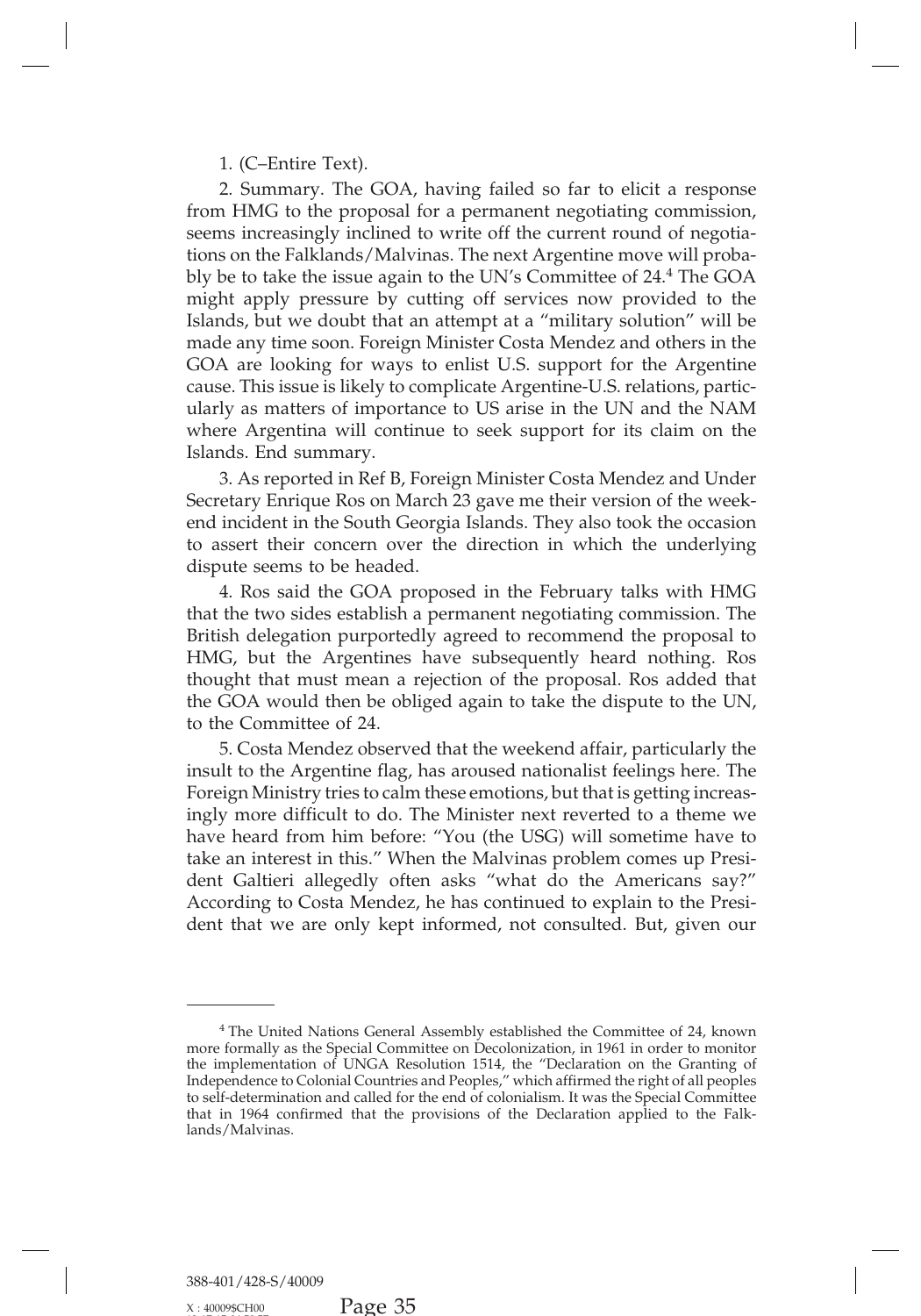1. (C–Entire Text).

2. Summary. The GOA, having failed so far to elicit a response from HMG to the proposal for a permanent negotiating commission, seems increasingly inclined to write off the current round of negotiations on the Falklands/Malvinas. The next Argentine move will probably be to take the issue again to the UN's Committee of 24.[4] The GOA might apply pressure by cutting off services now provided to the Islands, but we doubt that an attempt at a "military solution" will be made any time soon. Foreign Minister Costa Mendez and others in the GOA are looking for ways to enlist U.S. support for the Argentine cause. This issue is likely to complicate Argentine-U.S. relations, particularly as matters of importance to US arise in the UN and the NAM where Argentina will continue to seek support for its claim on the Islands. End summary.

3. As reported in Ref B, Foreign Minister Costa Mendez and Under Secretary Enrique Ros on March 23 gave me their version of the weekend incident in the South Georgia Islands. They also took the occasion to assert their concern over the direction in which the underlying dispute seems to be headed.

4. Ros said the GOA proposed in the February talks with HMG that the two sides establish a permanent negotiating commission. The British delegation purportedly agreed to recommend the proposal to HMG, but the Argentines have subsequently heard nothing. Ros thought that must mean a rejection of the proposal. Ros added that the GOA would then be obliged again to take the dispute to the UN, to the Committee of 24.

5. Costa Mendez observed that the weekend affair, particularly the insult to the Argentine flag, has aroused nationalist feelings here. The Foreign Ministry tries to calm these emotions, but that is getting increasingly more difficult to do. The Minister next reverted to a theme we have heard from him before: "You (the USG) will sometime have to take an interest in this." When the Malvinas problem comes up President Galtieri allegedly often asks "what do the Americans say?" According to Costa Mendez, he has continued to explain to the President that we are only kept informed, not consulted. But, given our

---

[4] The United Nations General Assembly established the Committee of 24, known more formally as the Special Committee on Decolonization, in 1961 in order to monitor the implementation of UNGA Resolution 1514, the "Declaration on the Granting of Independence to Colonial Countries and Peoples," which affirmed the right of all peoples to self-determination and called for the end of colonialism. It was the Special Committee that in 1964 confirmed that the provisions of the Declaration applied to the Falklands/Malvinas.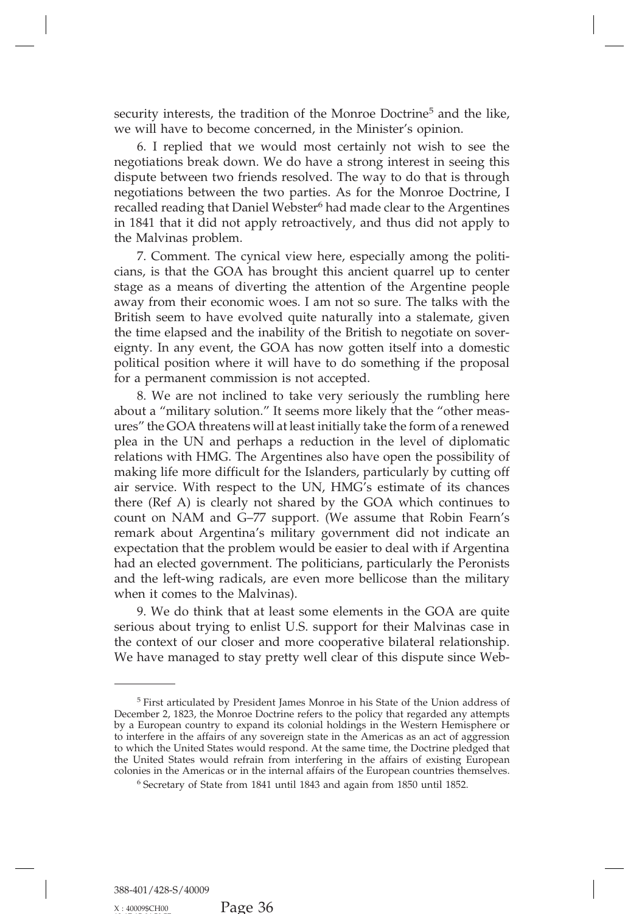security interests, the tradition of the Monroe Doctrine[5] and the like, we will have to become concerned, in the Minister's opinion.

6. I replied that we would most certainly not wish to see the negotiations break down. We do have a strong interest in seeing this dispute between two friends resolved. The way to do that is through negotiations between the two parties. As for the Monroe Doctrine, I recalled reading that Daniel Webster[6] had made clear to the Argentines in 1841 that it did not apply retroactively, and thus did not apply to the Malvinas problem.

7. Comment. The cynical view here, especially among the politicians, is that the GOA has brought this ancient quarrel up to center stage as a means of diverting the attention of the Argentine people away from their economic woes. I am not so sure. The talks with the British seem to have evolved quite naturally into a stalemate, given the time elapsed and the inability of the British to negotiate on sovereignty. In any event, the GOA has now gotten itself into a domestic political position where it will have to do something if the proposal for a permanent commission is not accepted.

8. We are not inclined to take very seriously the rumbling here about a "military solution." It seems more likely that the "other measures" the GOA threatens will at least initially take the form of a renewed plea in the UN and perhaps a reduction in the level of diplomatic relations with HMG. The Argentines also have open the possibility of making life more difficult for the Islanders, particularly by cutting off air service. With respect to the UN, HMG's estimate of its chances there (Ref A) is clearly not shared by the GOA which continues to count on NAM and G–77 support. (We assume that Robin Fearn's remark about Argentina's military government did not indicate an expectation that the problem would be easier to deal with if Argentina had an elected government. The politicians, particularly the Peronists and the left-wing radicals, are even more bellicose than the military when it comes to the Malvinas).

9. We do think that at least some elements in the GOA are quite serious about trying to enlist U.S. support for their Malvinas case in the context of our closer and more cooperative bilateral relationship. We have managed to stay pretty well clear of this dispute since Web-

---

[5] First articulated by President James Monroe in his State of the Union address of December 2, 1823, the Monroe Doctrine refers to the policy that regarded any attempts by a European country to expand its colonial holdings in the Western Hemisphere or to interfere in the affairs of any sovereign state in the Americas as an act of aggression to which the United States would respond. At the same time, the Doctrine pledged that the United States would refrain from interfering in the affairs of existing European colonies in the Americas or in the internal affairs of the European countries themselves.

[6] Secretary of State from 1841 until 1843 and again from 1850 until 1852.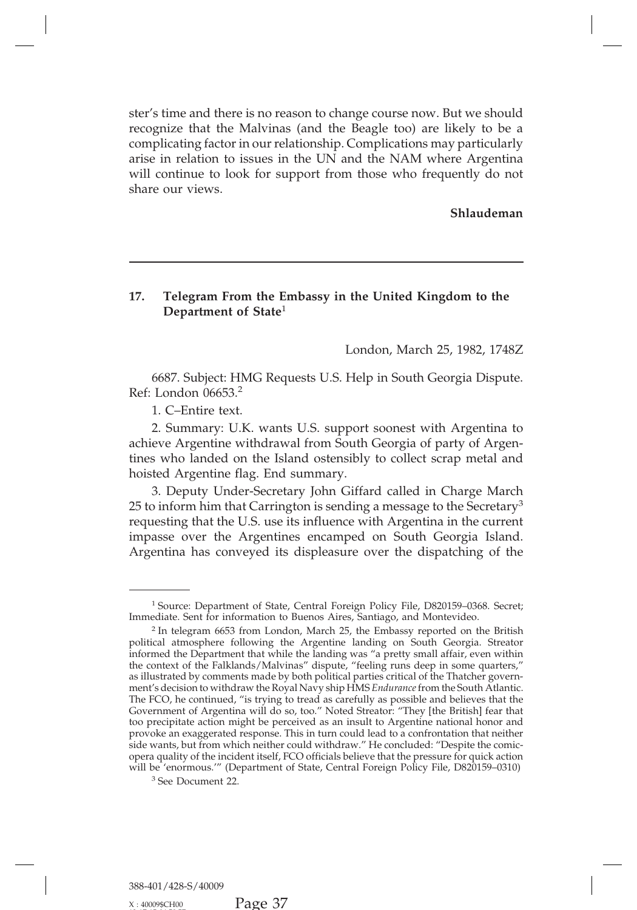ster's time and there is no reason to change course now. But we should recognize that the Malvinas (and the Beagle too) are likely to be a complicating factor in our relationship. Complications may particularly arise in relation to issues in the UN and the NAM where Argentina will continue to look for support from those who frequently do not share our views.

**Shlaudeman**

---

### 17. Telegram From the Embassy in the United Kingdom to the Department of State[1]

London, March 25, 1982, 1748Z

6687. Subject: HMG Requests U.S. Help in South Georgia Dispute. Ref: London 06653.[2]

1. C–Entire text.

2. Summary: U.K. wants U.S. support soonest with Argentina to achieve Argentine withdrawal from South Georgia of party of Argentines who landed on the Island ostensibly to collect scrap metal and hoisted Argentine flag. End summary.

3. Deputy Under-Secretary John Giffard called in Charge March 25 to inform him that Carrington is sending a message to the Secretary[3] requesting that the U.S. use its influence with Argentina in the current impasse over the Argentines encamped on South Georgia Island. Argentina has conveyed its displeasure over the dispatching of the

---

[1] Source: Department of State, Central Foreign Policy File, D820159–0368. Secret; Immediate. Sent for information to Buenos Aires, Santiago, and Montevideo.

[2] In telegram 6653 from London, March 25, the Embassy reported on the British political atmosphere following the Argentine landing on South Georgia. Streator informed the Department that while the landing was "a pretty small affair, even within the context of the Falklands/Malvinas" dispute, "feeling runs deep in some quarters," as illustrated by comments made by both political parties critical of the Thatcher government's decision to withdraw the Royal Navy ship HMS *Endurance* from the South Atlantic. The FCO, he continued, "is trying to tread as carefully as possible and believes that the Government of Argentina will do so, too." Noted Streator: "They [the British] fear that too precipitate action might be perceived as an insult to Argentine national honor and provoke an exaggerated response. This in turn could lead to a confrontation that neither side wants, but from which neither could withdraw." He concluded: "Despite the comic-opera quality of the incident itself, FCO officials believe that the pressure for quick action will be 'enormous.'" (Department of State, Central Foreign Policy File, D820159–0310)

[3] See Document 22.